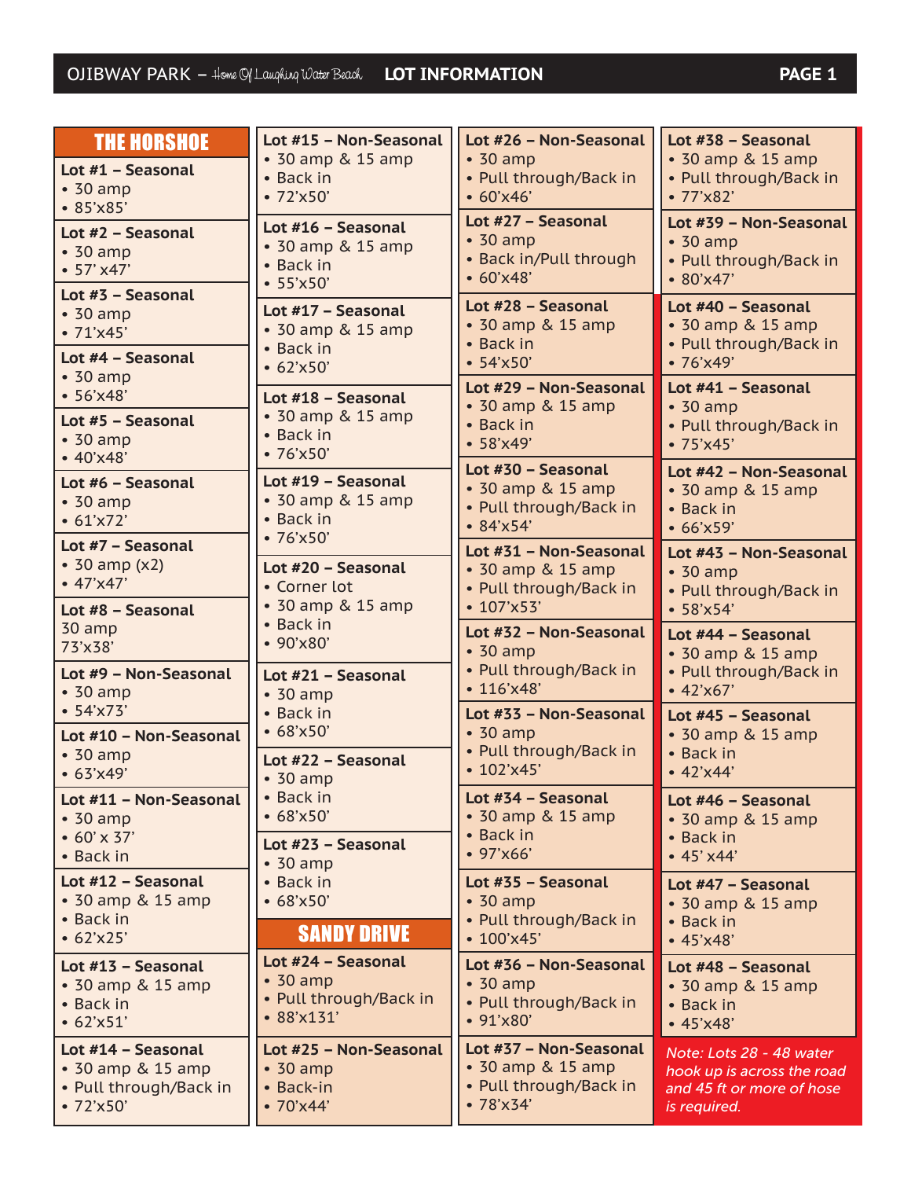## THE HORSHOE

**Lot #1 – Seasonal**
- 30 amp
- 85'x85'

**Lot #2 – Seasonal**
- 30 amp
- 57' x47'

**Lot #3 – Seasonal**
- 30 amp
- 71'x45'

**Lot #4 – Seasonal**
- 30 amp
- 56'x48'

**Lot #5 – Seasonal**
- 30 amp
- 40'x48'

**Lot #6 – Seasonal**
- 30 amp
- 61'x72'

**Lot #7 – Seasonal**
- 30 amp (x2)
- 47'x47'

**Lot #8 – Seasonal**
30 amp
73'x38'

**Lot #9 – Non-Seasonal**
- 30 amp
- 54'x73'

**Lot #10 – Non-Seasonal**
- 30 amp
- 63'x49'

**Lot #11 – Non-Seasonal**
- 30 amp
- 60' x 37'
- Back in

**Lot #12 – Seasonal**
- 30 amp & 15 amp
- Back in
- 62'x25'

**Lot #13 – Seasonal**
- 30 amp & 15 amp
- Back in
- 62'x51'

**Lot #14 – Seasonal**
- 30 amp & 15 amp
- Pull through/Back in
- 72'x50'

**Lot #15 – Non-Seasonal**
- 30 amp & 15 amp
- Back in
- 72'x50'

**Lot #16 – Seasonal**
- 30 amp & 15 amp
- Back in
- 55'x50'

**Lot #17 – Seasonal**
- 30 amp & 15 amp
- Back in
- 62'x50'

**Lot #18 – Seasonal**
- 30 amp & 15 amp
- Back in
- 76'x50'

**Lot #19 – Seasonal**
- 30 amp & 15 amp
- Back in
- 76'x50'

**Lot #20 – Seasonal**
- Corner lot
- 30 amp & 15 amp
- Back in
- 90'x80'

**Lot #21 – Seasonal**
- 30 amp
- Back in
- 68'x50'

**Lot #22 – Seasonal**
- 30 amp
- Back in
- 68'x50'

**Lot #23 – Seasonal**
- 30 amp
- Back in
- 68'x50'

## SANDY DRIVE

**Lot #24 – Seasonal**
- 30 amp
- Pull through/Back in
- 88'x131'

**Lot #25 – Non-Seasonal**
- 30 amp
- Back-in
- 70'x44'

**Lot #26 – Non-Seasonal**
- 30 amp
- Pull through/Back in
- 60'x46'

**Lot #27 – Seasonal**
- 30 amp
- Back in/Pull through
- 60'x48'

**Lot #28 – Seasonal**
- 30 amp & 15 amp
- Back in
- 54'x50'

**Lot #29 – Non-Seasonal**
- 30 amp & 15 amp
- Back in
- 58'x49'

**Lot #30 – Seasonal**
- 30 amp & 15 amp
- Pull through/Back in
- 84'x54'

**Lot #31 – Non-Seasonal**
- 30 amp & 15 amp
- Pull through/Back in
- 107'x53'

**Lot #32 – Non-Seasonal**
- 30 amp
- Pull through/Back in
- 116'x48'

**Lot #33 – Non-Seasonal**
- 30 amp
- Pull through/Back in
- 102'x45'

**Lot #34 – Seasonal**
- 30 amp & 15 amp
- Back in
- 97'x66'

**Lot #35 – Seasonal**
- 30 amp
- Pull through/Back in
- 100'x45'

**Lot #36 – Non-Seasonal**
- 30 amp
- Pull through/Back in
- 91'x80'

**Lot #37 – Non-Seasonal**
- 30 amp & 15 amp
- Pull through/Back in
- 78'x34'

**Lot #38 – Seasonal**
- 30 amp & 15 amp
- Pull through/Back in
- 77'x82'

**Lot #39 – Non-Seasonal**
- 30 amp
- Pull through/Back in
- 80'x47'

**Lot #40 – Seasonal**
- 30 amp & 15 amp
- Pull through/Back in
- 76'x49'

**Lot #41 – Seasonal**
- 30 amp
- Pull through/Back in
- 75'x45'

**Lot #42 – Non-Seasonal**
- 30 amp & 15 amp
- Back in
- 66'x59'

**Lot #43 – Non-Seasonal**
- 30 amp
- Pull through/Back in
- 58'x54'

**Lot #44 – Seasonal**
- 30 amp & 15 amp
- Pull through/Back in
- 42'x67'

**Lot #45 – Seasonal**
- 30 amp & 15 amp
- Back in
- 42'x44'

**Lot #46 – Seasonal**
- 30 amp & 15 amp
- Back in
- 45' x44'

**Lot #47 – Seasonal**
- 30 amp & 15 amp
- Back in
- 45'x48'

**Lot #48 – Seasonal**
- 30 amp & 15 amp
- Back in
- 45'x48'

*Note: Lots 28 - 48 water hook up is across the road and 45 ft or more of hose is required.*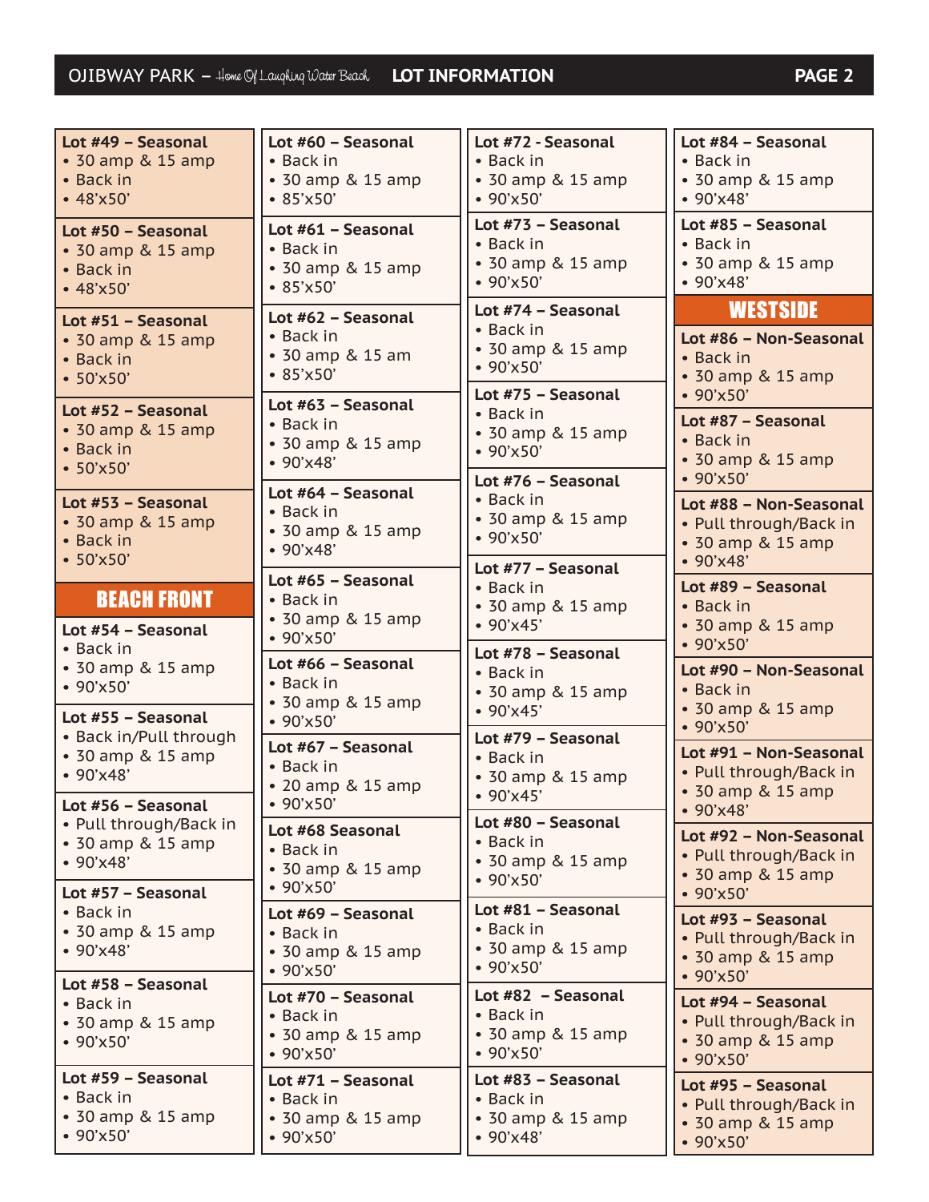**Lot #49 – Seasonal**
- 30 amp & 15 amp
- Back in
- 48'x50'

**Lot #50 – Seasonal**
- 30 amp & 15 amp
- Back in
- 48'x50'

**Lot #51 – Seasonal**
- 30 amp & 15 amp
- Back in
- 50'x50'

**Lot #52 – Seasonal**
- 30 amp & 15 amp
- Back in
- 50'x50'

**Lot #53 – Seasonal**
- 30 amp & 15 amp
- Back in
- 50'x50'

## BEACH FRONT

**Lot #54 – Seasonal**
- Back in
- 30 amp & 15 amp
- 90'x50'

**Lot #55 – Seasonal**
- Back in/Pull through
- 30 amp & 15 amp
- 90'x48'

**Lot #56 – Seasonal**
- Pull through/Back in
- 30 amp & 15 amp
- 90'x48'

**Lot #57 – Seasonal**
- Back in
- 30 amp & 15 amp
- 90'x48'

**Lot #58 – Seasonal**
- Back in
- 30 amp & 15 amp
- 90'x50'

**Lot #59 – Seasonal**
- Back in
- 30 amp & 15 amp
- 90'x50'

**Lot #60 – Seasonal**
- Back in
- 30 amp & 15 amp
- 85'x50'

**Lot #61 – Seasonal**
- Back in
- 30 amp & 15 amp
- 85'x50'

**Lot #62 – Seasonal**
- Back in
- 30 amp & 15 am
- 85'x50'

**Lot #63 – Seasonal**
- Back in
- 30 amp & 15 amp
- 90'x48'

**Lot #64 – Seasonal**
- Back in
- 30 amp & 15 amp
- 90'x48'

**Lot #65 – Seasonal**
- Back in
- 30 amp & 15 amp
- 90'x50'

**Lot #66 – Seasonal**
- Back in
- 30 amp & 15 amp
- 90'x50'

**Lot #67 – Seasonal**
- Back in
- 20 amp & 15 amp
- 90'x50'

**Lot #68 Seasonal**
- Back in
- 30 amp & 15 amp
- 90'x50'

**Lot #69 – Seasonal**
- Back in
- 30 amp & 15 amp
- 90'x50'

**Lot #70 – Seasonal**
- Back in
- 30 amp & 15 amp
- 90'x50'

**Lot #71 – Seasonal**
- Back in
- 30 amp & 15 amp
- 90'x50'

**Lot #72 - Seasonal**
- Back in
- 30 amp & 15 amp
- 90'x50'

**Lot #73 – Seasonal**
- Back in
- 30 amp & 15 amp
- 90'x50'

**Lot #74 – Seasonal**
- Back in
- 30 amp & 15 amp
- 90'x50'

**Lot #75 – Seasonal**
- Back in
- 30 amp & 15 amp
- 90'x50'

**Lot #76 – Seasonal**
- Back in
- 30 amp & 15 amp
- 90'x50'

**Lot #77 – Seasonal**
- Back in
- 30 amp & 15 amp
- 90'x45'

**Lot #78 – Seasonal**
- Back in
- 30 amp & 15 amp
- 90'x45'

**Lot #79 – Seasonal**
- Back in
- 30 amp & 15 amp
- 90'x45'

**Lot #80 – Seasonal**
- Back in
- 30 amp & 15 amp
- 90'x50'

**Lot #81 – Seasonal**
- Back in
- 30 amp & 15 amp
- 90'x50'

**Lot #82 – Seasonal**
- Back in
- 30 amp & 15 amp
- 90'x50'

**Lot #83 – Seasonal**
- Back in
- 30 amp & 15 amp
- 90'x48'

**Lot #84 – Seasonal**
- Back in
- 30 amp & 15 amp
- 90'x48'

**Lot #85 – Seasonal**
- Back in
- 30 amp & 15 amp
- 90'x48'

## WESTSIDE

**Lot #86 – Non-Seasonal**
- Back in
- 30 amp & 15 amp
- 90'x50'

**Lot #87 – Seasonal**
- Back in
- 30 amp & 15 amp
- 90'x50'

**Lot #88 – Non-Seasonal**
- Pull through/Back in
- 30 amp & 15 amp
- 90'x48'

**Lot #89 – Seasonal**
- Back in
- 30 amp & 15 amp
- 90'x50'

**Lot #90 – Non-Seasonal**
- Back in
- 30 amp & 15 amp
- 90'x50'

**Lot #91 – Non-Seasonal**
- Pull through/Back in
- 30 amp & 15 amp
- 90'x48'

**Lot #92 – Non-Seasonal**
- Pull through/Back in
- 30 amp & 15 amp
- 90'x50'

**Lot #93 – Seasonal**
- Pull through/Back in
- 30 amp & 15 amp
- 90'x50'

**Lot #94 – Seasonal**
- Pull through/Back in
- 30 amp & 15 amp
- 90'x50'

**Lot #95 – Seasonal**
- Pull through/Back in
- 30 amp & 15 amp
- 90'x50'